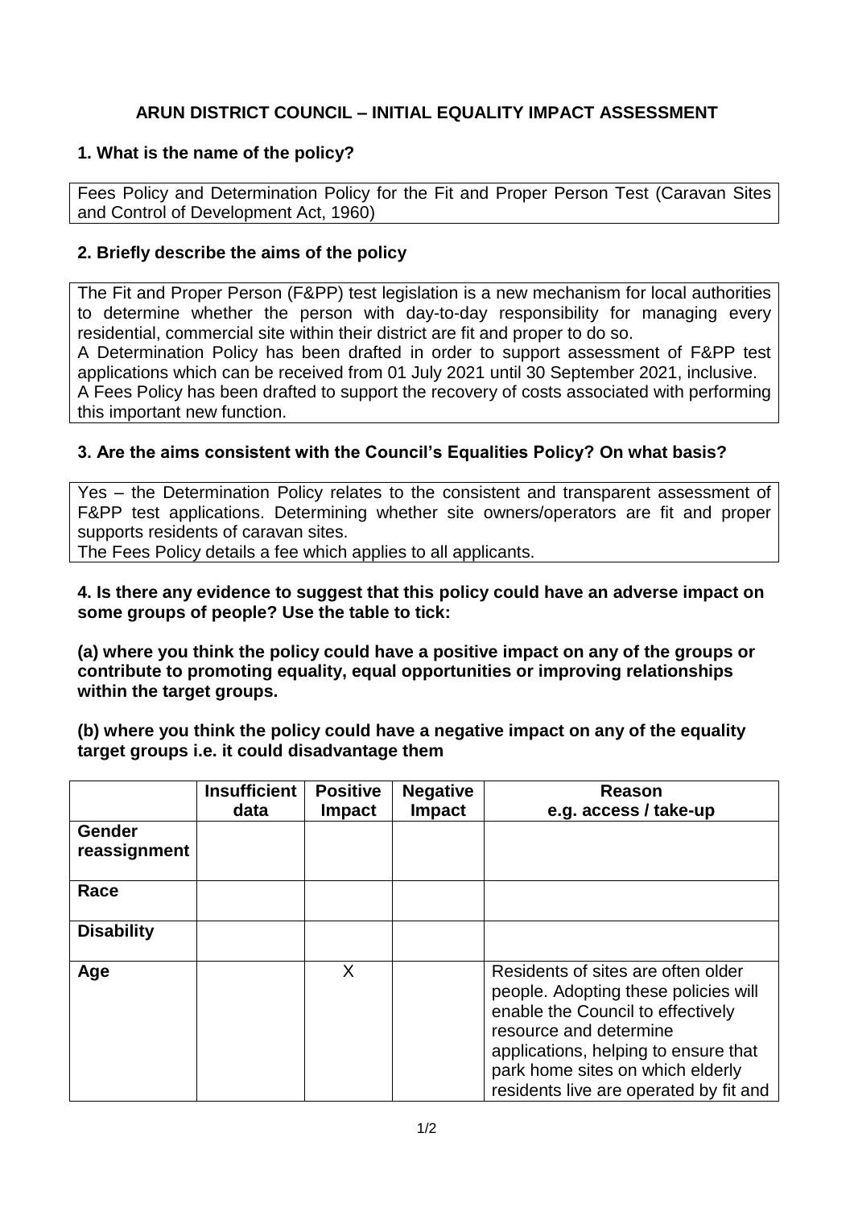# ARUN DISTRICT COUNCIL – INITIAL EQUALITY IMPACT ASSESSMENT

## 1. What is the name of the policy?

Fees Policy and Determination Policy for the Fit and Proper Person Test (Caravan Sites and Control of Development Act, 1960)

## 2. Briefly describe the aims of the policy

The Fit and Proper Person (F&PP) test legislation is a new mechanism for local authorities to determine whether the person with day-to-day responsibility for managing every residential, commercial site within their district are fit and proper to do so.
A Determination Policy has been drafted in order to support assessment of F&PP test applications which can be received from 01 July 2021 until 30 September 2021, inclusive.
A Fees Policy has been drafted to support the recovery of costs associated with performing this important new function.

## 3. Are the aims consistent with the Council's Equalities Policy? On what basis?

Yes – the Determination Policy relates to the consistent and transparent assessment of F&PP test applications. Determining whether site owners/operators are fit and proper supports residents of caravan sites.
The Fees Policy details a fee which applies to all applicants.

**4. Is there any evidence to suggest that this policy could have an adverse impact on some groups of people? Use the table to tick:**

**(a) where you think the policy could have a positive impact on any of the groups or contribute to promoting equality, equal opportunities or improving relationships within the target groups.**

**(b) where you think the policy could have a negative impact on any of the equality target groups i.e. it could disadvantage them**

| | Insufficient data | Positive Impact | Negative Impact | Reason e.g. access / take-up |
|---|---|---|---|---|
| **Gender reassignment** | | | | |
| **Race** | | | | |
| **Disability** | | | | |
| **Age** | | X | | Residents of sites are often older people. Adopting these policies will enable the Council to effectively resource and determine applications, helping to ensure that park home sites on which elderly residents live are operated by fit and |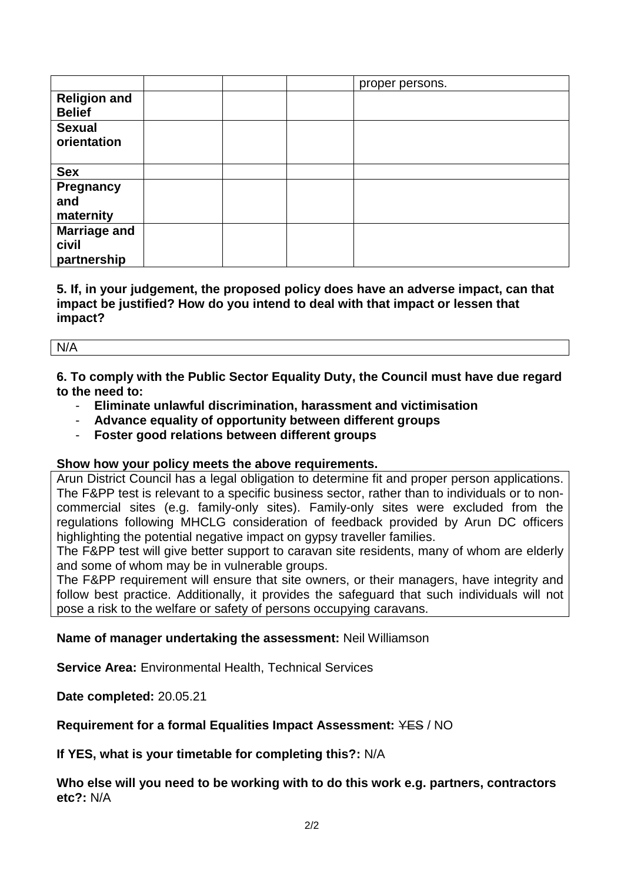| | | | | |
|---|---|---|---|---|
| | | | | proper persons. |
| **Religion and Belief** | | | | |
| **Sexual orientation** | | | | |
| **Sex** | | | | |
| **Pregnancy and maternity** | | | | |
| **Marriage and civil partnership** | | | | |

**5. If, in your judgement, the proposed policy does have an adverse impact, can that impact be justified? How do you intend to deal with that impact or lessen that impact?**

N/A

**6. To comply with the Public Sector Equality Duty, the Council must have due regard to the need to:**

- **Eliminate unlawful discrimination, harassment and victimisation**
- **Advance equality of opportunity between different groups**
- **Foster good relations between different groups**

**Show how your policy meets the above requirements.**

Arun District Council has a legal obligation to determine fit and proper person applications. The F&PP test is relevant to a specific business sector, rather than to individuals or to non-commercial sites (e.g. family-only sites). Family-only sites were excluded from the regulations following MHCLG consideration of feedback provided by Arun DC officers highlighting the potential negative impact on gypsy traveller families.
The F&PP test will give better support to caravan site residents, many of whom are elderly and some of whom may be in vulnerable groups.
The F&PP requirement will ensure that site owners, or their managers, have integrity and follow best practice. Additionally, it provides the safeguard that such individuals will not pose a risk to the welfare or safety of persons occupying caravans.

**Name of manager undertaking the assessment:** Neil Williamson

**Service Area:** Environmental Health, Technical Services

**Date completed:** 20.05.21

**Requirement for a formal Equalities Impact Assessment:** ~~YES~~ / NO

**If YES, what is your timetable for completing this?:** N/A

**Who else will you need to be working with to do this work e.g. partners, contractors etc?:** N/A